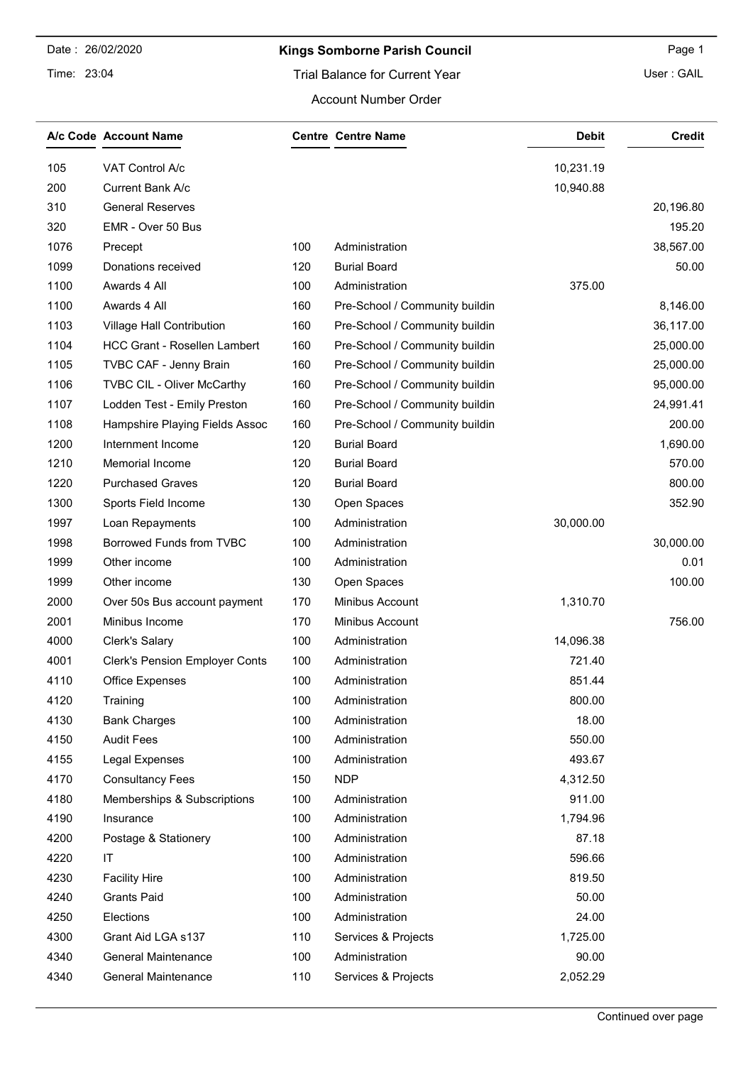Date : 26/02/2020

Time: 23:04

# Kings Somborne Parish Council

User : GAIL

## Trial Balance for Current Year

### Account Number Order

| A/c Code | Account Name | Centre | Centre Name | Debit | Credit |
|---|---|---|---|---|---|
| 105 | VAT Control A/c | | | 10,231.19 | |
| 200 | Current Bank A/c | | | 10,940.88 | |
| 310 | General Reserves | | | | 20,196.80 |
| 320 | EMR - Over 50 Bus | | | | 195.20 |
| 1076 | Precept | 100 | Administration | | 38,567.00 |
| 1099 | Donations received | 120 | Burial Board | | 50.00 |
| 1100 | Awards 4 All | 100 | Administration | 375.00 | |
| 1100 | Awards 4 All | 160 | Pre-School / Community buildin | | 8,146.00 |
| 1103 | Village Hall Contribution | 160 | Pre-School / Community buildin | | 36,117.00 |
| 1104 | HCC Grant - Rosellen Lambert | 160 | Pre-School / Community buildin | | 25,000.00 |
| 1105 | TVBC CAF - Jenny Brain | 160 | Pre-School / Community buildin | | 25,000.00 |
| 1106 | TVBC CIL - Oliver McCarthy | 160 | Pre-School / Community buildin | | 95,000.00 |
| 1107 | Lodden Test - Emily Preston | 160 | Pre-School / Community buildin | | 24,991.41 |
| 1108 | Hampshire Playing Fields Assoc | 160 | Pre-School / Community buildin | | 200.00 |
| 1200 | Internment Income | 120 | Burial Board | | 1,690.00 |
| 1210 | Memorial Income | 120 | Burial Board | | 570.00 |
| 1220 | Purchased Graves | 120 | Burial Board | | 800.00 |
| 1300 | Sports Field Income | 130 | Open Spaces | | 352.90 |
| 1997 | Loan Repayments | 100 | Administration | 30,000.00 | |
| 1998 | Borrowed Funds from TVBC | 100 | Administration | | 30,000.00 |
| 1999 | Other income | 100 | Administration | | 0.01 |
| 1999 | Other income | 130 | Open Spaces | | 100.00 |
| 2000 | Over 50s Bus account payment | 170 | Minibus Account | 1,310.70 | |
| 2001 | Minibus Income | 170 | Minibus Account | | 756.00 |
| 4000 | Clerk's Salary | 100 | Administration | 14,096.38 | |
| 4001 | Clerk's Pension Employer Conts | 100 | Administration | 721.40 | |
| 4110 | Office Expenses | 100 | Administration | 851.44 | |
| 4120 | Training | 100 | Administration | 800.00 | |
| 4130 | Bank Charges | 100 | Administration | 18.00 | |
| 4150 | Audit Fees | 100 | Administration | 550.00 | |
| 4155 | Legal Expenses | 100 | Administration | 493.67 | |
| 4170 | Consultancy Fees | 150 | NDP | 4,312.50 | |
| 4180 | Memberships & Subscriptions | 100 | Administration | 911.00 | |
| 4190 | Insurance | 100 | Administration | 1,794.96 | |
| 4200 | Postage & Stationery | 100 | Administration | 87.18 | |
| 4220 | IT | 100 | Administration | 596.66 | |
| 4230 | Facility Hire | 100 | Administration | 819.50 | |
| 4240 | Grants Paid | 100 | Administration | 50.00 | |
| 4250 | Elections | 100 | Administration | 24.00 | |
| 4300 | Grant Aid LGA s137 | 110 | Services & Projects | 1,725.00 | |
| 4340 | General Maintenance | 100 | Administration | 90.00 | |
| 4340 | General Maintenance | 110 | Services & Projects | 2,052.29 | |

Continued over page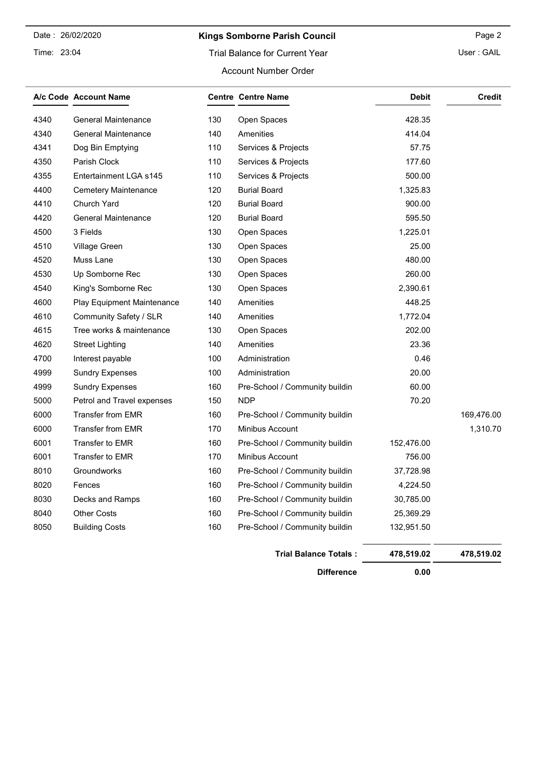Date : 26/02/2020

Time: 23:04

**Kings Somborne Parish Council**

Trial Balance for Current Year

Account Number Order

User : GAIL

| A/c Code | Account Name | Centre | Centre Name | Debit | Credit |
|---|---|---|---|---|---|
| 4340 | General Maintenance | 130 | Open Spaces | 428.35 | |
| 4340 | General Maintenance | 140 | Amenities | 414.04 | |
| 4341 | Dog Bin Emptying | 110 | Services & Projects | 57.75 | |
| 4350 | Parish Clock | 110 | Services & Projects | 177.60 | |
| 4355 | Entertainment LGA s145 | 110 | Services & Projects | 500.00 | |
| 4400 | Cemetery Maintenance | 120 | Burial Board | 1,325.83 | |
| 4410 | Church Yard | 120 | Burial Board | 900.00 | |
| 4420 | General Maintenance | 120 | Burial Board | 595.50 | |
| 4500 | 3 Fields | 130 | Open Spaces | 1,225.01 | |
| 4510 | Village Green | 130 | Open Spaces | 25.00 | |
| 4520 | Muss Lane | 130 | Open Spaces | 480.00 | |
| 4530 | Up Somborne Rec | 130 | Open Spaces | 260.00 | |
| 4540 | King's Somborne Rec | 130 | Open Spaces | 2,390.61 | |
| 4600 | Play Equipment Maintenance | 140 | Amenities | 448.25 | |
| 4610 | Community Safety / SLR | 140 | Amenities | 1,772.04 | |
| 4615 | Tree works & maintenance | 130 | Open Spaces | 202.00 | |
| 4620 | Street Lighting | 140 | Amenities | 23.36 | |
| 4700 | Interest payable | 100 | Administration | 0.46 | |
| 4999 | Sundry Expenses | 100 | Administration | 20.00 | |
| 4999 | Sundry Expenses | 160 | Pre-School / Community buildin | 60.00 | |
| 5000 | Petrol and Travel expenses | 150 | NDP | 70.20 | |
| 6000 | Transfer from EMR | 160 | Pre-School / Community buildin | | 169,476.00 |
| 6000 | Transfer from EMR | 170 | Minibus Account | | 1,310.70 |
| 6001 | Transfer to EMR | 160 | Pre-School / Community buildin | 152,476.00 | |
| 6001 | Transfer to EMR | 170 | Minibus Account | 756.00 | |
| 8010 | Groundworks | 160 | Pre-School / Community buildin | 37,728.98 | |
| 8020 | Fences | 160 | Pre-School / Community buildin | 4,224.50 | |
| 8030 | Decks and Ramps | 160 | Pre-School / Community buildin | 30,785.00 | |
| 8040 | Other Costs | 160 | Pre-School / Community buildin | 25,369.29 | |
| 8050 | Building Costs | 160 | Pre-School / Community buildin | 132,951.50 | |
| | | | **Trial Balance Totals :** | **478,519.02** | **478,519.02** |
| | | | **Difference** | **0.00** | |